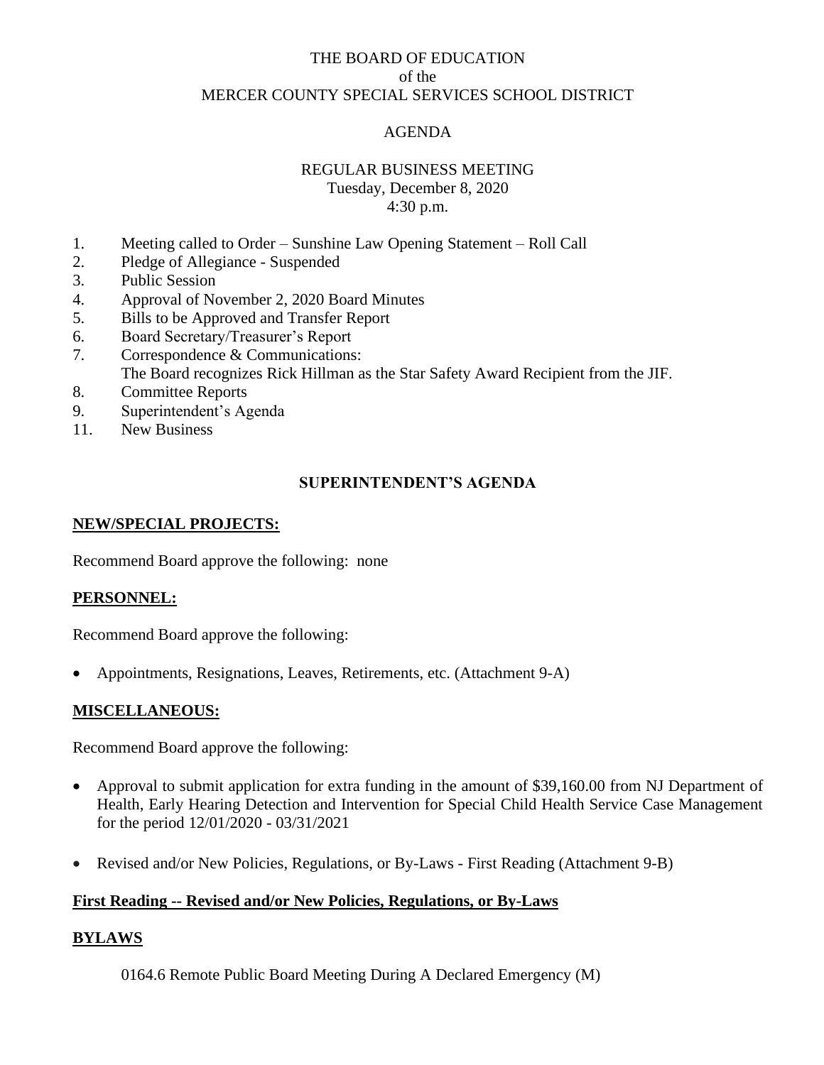THE BOARD OF EDUCATION
of the
MERCER COUNTY SPECIAL SERVICES SCHOOL DISTRICT

AGENDA

REGULAR BUSINESS MEETING
Tuesday, December 8, 2020
4:30 p.m.

1. Meeting called to Order – Sunshine Law Opening Statement – Roll Call
2. Pledge of Allegiance - Suspended
3. Public Session
4. Approval of November 2, 2020 Board Minutes
5. Bills to be Approved and Transfer Report
6. Board Secretary/Treasurer's Report
7. Correspondence & Communications:
   The Board recognizes Rick Hillman as the Star Safety Award Recipient from the JIF.
8. Committee Reports
9. Superintendent's Agenda
11. New Business

## SUPERINTENDENT'S AGENDA

**NEW/SPECIAL PROJECTS:**

Recommend Board approve the following: none

**PERSONNEL:**

Recommend Board approve the following:

- Appointments, Resignations, Leaves, Retirements, etc. (Attachment 9-A)

**MISCELLANEOUS:**

Recommend Board approve the following:

- Approval to submit application for extra funding in the amount of $39,160.00 from NJ Department of Health, Early Hearing Detection and Intervention for Special Child Health Service Case Management for the period 12/01/2020 - 03/31/2021

- Revised and/or New Policies, Regulations, or By-Laws - First Reading (Attachment 9-B)

**First Reading -- Revised and/or New Policies, Regulations, or By-Laws**

**BYLAWS**

0164.6 Remote Public Board Meeting During A Declared Emergency (M)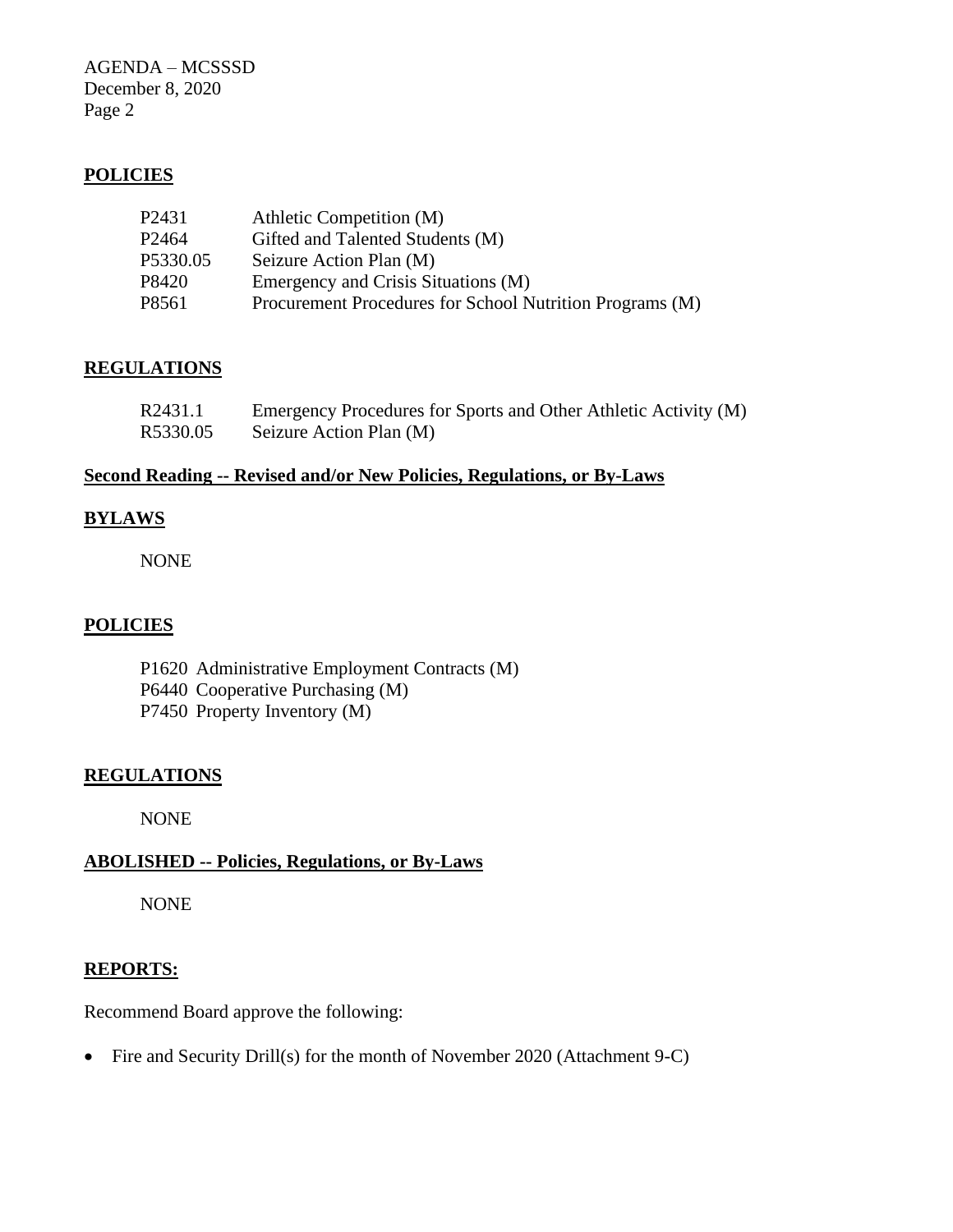## POLICIES

| | |
|---|---|
| P2431 | Athletic Competition (M) |
| P2464 | Gifted and Talented Students (M) |
| P5330.05 | Seizure Action Plan (M) |
| P8420 | Emergency and Crisis Situations (M) |
| P8561 | Procurement Procedures for School Nutrition Programs (M) |

## REGULATIONS

| | |
|---|---|
| R2431.1 | Emergency Procedures for Sports and Other Athletic Activity (M) |
| R5330.05 | Seizure Action Plan (M) |

## Second Reading -- Revised and/or New Policies, Regulations, or By-Laws

## BYLAWS

NONE

## POLICIES

P1620 Administrative Employment Contracts (M)
P6440 Cooperative Purchasing (M)
P7450 Property Inventory (M)

## REGULATIONS

NONE

## ABOLISHED -- Policies, Regulations, or By-Laws

NONE

## REPORTS:

Recommend Board approve the following:

- Fire and Security Drill(s) for the month of November 2020 (Attachment 9-C)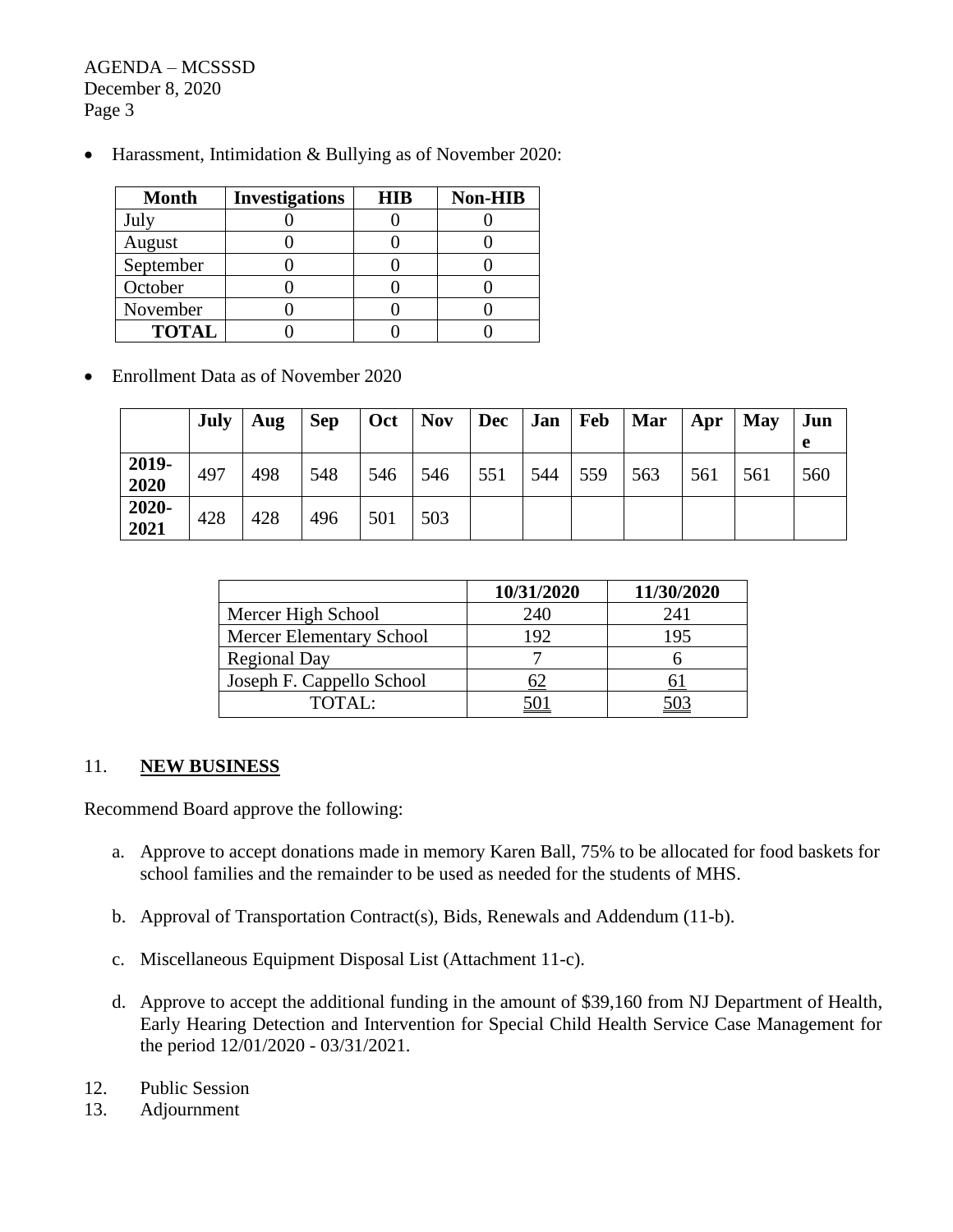- Harassment, Intimidation & Bullying as of November 2020:

| Month | Investigations | HIB | Non-HIB |
|---|---|---|---|
| July | 0 | 0 | 0 |
| August | 0 | 0 | 0 |
| September | 0 | 0 | 0 |
| October | 0 | 0 | 0 |
| November | 0 | 0 | 0 |
| **TOTAL** | 0 | 0 | 0 |

- Enrollment Data as of November 2020

| | July | Aug | Sep | Oct | Nov | Dec | Jan | Feb | Mar | Apr | May | June |
|---|---|---|---|---|---|---|---|---|---|---|---|---|
| **2019-2020** | 497 | 498 | 548 | 546 | 546 | 551 | 544 | 559 | 563 | 561 | 561 | 560 |
| **2020-2021** | 428 | 428 | 496 | 501 | 503 | | | | | | | |

| | 10/31/2020 | 11/30/2020 |
|---|---|---|
| Mercer High School | 240 | 241 |
| Mercer Elementary School | 192 | 195 |
| Regional Day | 7 | 6 |
| Joseph F. Cappello School | 62 | 61 |
| TOTAL: | 501 | 503 |

11. **NEW BUSINESS**

Recommend Board approve the following:

a. Approve to accept donations made in memory Karen Ball, 75% to be allocated for food baskets for school families and the remainder to be used as needed for the students of MHS.

b. Approval of Transportation Contract(s), Bids, Renewals and Addendum (11-b).

c. Miscellaneous Equipment Disposal List (Attachment 11-c).

d. Approve to accept the additional funding in the amount of $39,160 from NJ Department of Health, Early Hearing Detection and Intervention for Special Child Health Service Case Management for the period 12/01/2020 - 03/31/2021.

12. Public Session
13. Adjournment